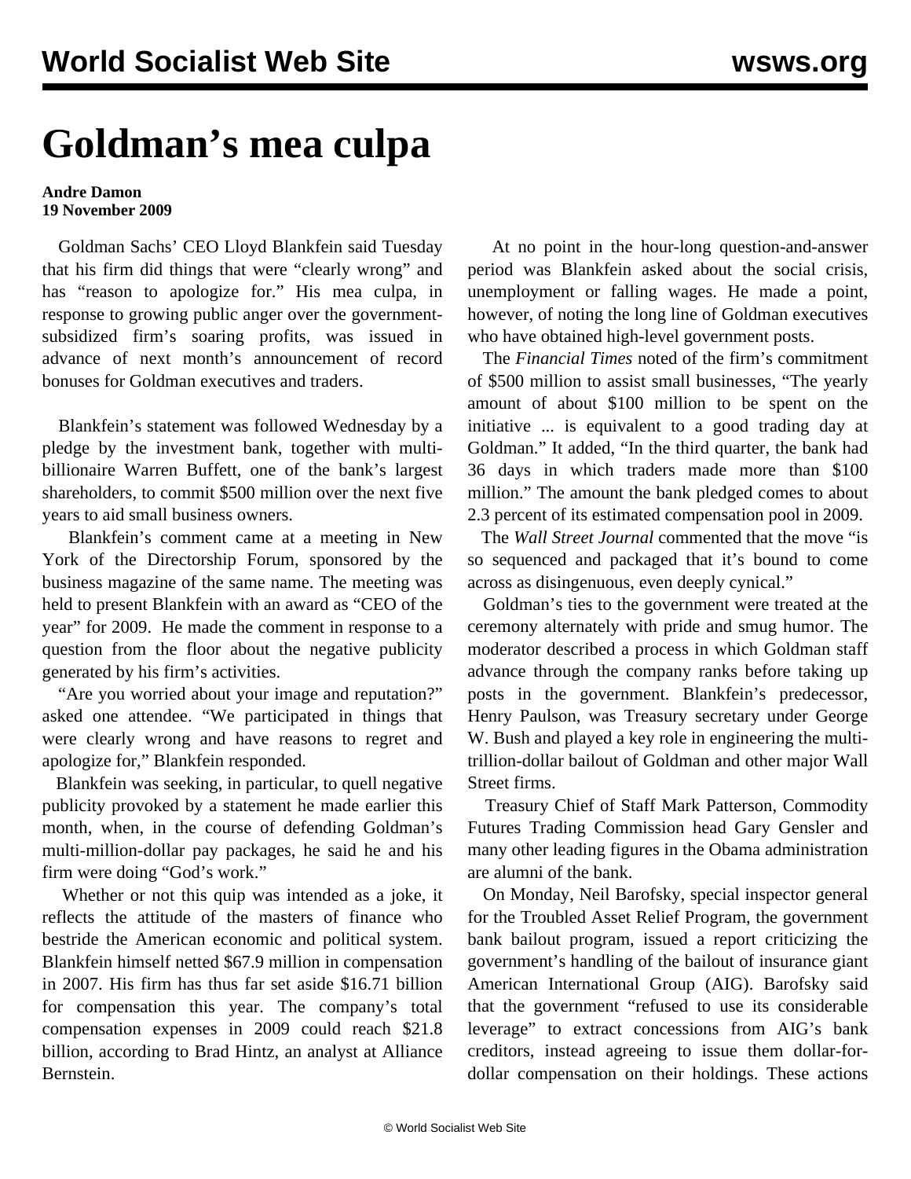# Goldman's mea culpa

**Andre Damon**
**19 November 2009**

Goldman Sachs' CEO Lloyd Blankfein said Tuesday that his firm did things that were "clearly wrong" and has "reason to apologize for." His mea culpa, in response to growing public anger over the government-subsidized firm's soaring profits, was issued in advance of next month's announcement of record bonuses for Goldman executives and traders.

Blankfein's statement was followed Wednesday by a pledge by the investment bank, together with multi-billionaire Warren Buffett, one of the bank's largest shareholders, to commit $500 million over the next five years to aid small business owners.

Blankfein's comment came at a meeting in New York of the Directorship Forum, sponsored by the business magazine of the same name. The meeting was held to present Blankfein with an award as "CEO of the year" for 2009. He made the comment in response to a question from the floor about the negative publicity generated by his firm's activities.

"Are you worried about your image and reputation?" asked one attendee. "We participated in things that were clearly wrong and have reasons to regret and apologize for," Blankfein responded.

Blankfein was seeking, in particular, to quell negative publicity provoked by a statement he made earlier this month, when, in the course of defending Goldman's multi-million-dollar pay packages, he said he and his firm were doing "God's work."

Whether or not this quip was intended as a joke, it reflects the attitude of the masters of finance who bestride the American economic and political system. Blankfein himself netted $67.9 million in compensation in 2007. His firm has thus far set aside $16.71 billion for compensation this year. The company's total compensation expenses in 2009 could reach $21.8 billion, according to Brad Hintz, an analyst at Alliance Bernstein.

At no point in the hour-long question-and-answer period was Blankfein asked about the social crisis, unemployment or falling wages. He made a point, however, of noting the long line of Goldman executives who have obtained high-level government posts.

The *Financial Times* noted of the firm's commitment of $500 million to assist small businesses, "The yearly amount of about $100 million to be spent on the initiative ... is equivalent to a good trading day at Goldman." It added, "In the third quarter, the bank had 36 days in which traders made more than $100 million." The amount the bank pledged comes to about 2.3 percent of its estimated compensation pool in 2009.

The *Wall Street Journal* commented that the move "is so sequenced and packaged that it's bound to come across as disingenuous, even deeply cynical."

Goldman's ties to the government were treated at the ceremony alternately with pride and smug humor. The moderator described a process in which Goldman staff advance through the company ranks before taking up posts in the government. Blankfein's predecessor, Henry Paulson, was Treasury secretary under George W. Bush and played a key role in engineering the multi-trillion-dollar bailout of Goldman and other major Wall Street firms.

Treasury Chief of Staff Mark Patterson, Commodity Futures Trading Commission head Gary Gensler and many other leading figures in the Obama administration are alumni of the bank.

On Monday, Neil Barofsky, special inspector general for the Troubled Asset Relief Program, the government bank bailout program, issued a report criticizing the government's handling of the bailout of insurance giant American International Group (AIG). Barofsky said that the government "refused to use its considerable leverage" to extract concessions from AIG's bank creditors, instead agreeing to issue them dollar-for-dollar compensation on their holdings. These actions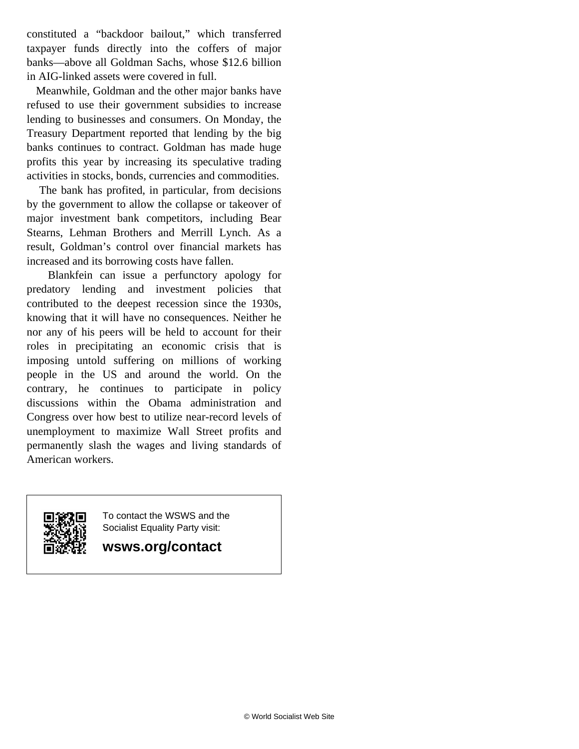constituted a “backdoor bailout,” which transferred taxpayer funds directly into the coffers of major banks—above all Goldman Sachs, whose $12.6 billion in AIG-linked assets were covered in full.

Meanwhile, Goldman and the other major banks have refused to use their government subsidies to increase lending to businesses and consumers. On Monday, the Treasury Department reported that lending by the big banks continues to contract. Goldman has made huge profits this year by increasing its speculative trading activities in stocks, bonds, currencies and commodities.

The bank has profited, in particular, from decisions by the government to allow the collapse or takeover of major investment bank competitors, including Bear Stearns, Lehman Brothers and Merrill Lynch. As a result, Goldman’s control over financial markets has increased and its borrowing costs have fallen.

Blankfein can issue a perfunctory apology for predatory lending and investment policies that contributed to the deepest recession since the 1930s, knowing that it will have no consequences. Neither he nor any of his peers will be held to account for their roles in precipitating an economic crisis that is imposing untold suffering on millions of working people in the US and around the world. On the contrary, he continues to participate in policy discussions within the Obama administration and Congress over how best to utilize near-record levels of unemployment to maximize Wall Street profits and permanently slash the wages and living standards of American workers.

To contact the WSWS and the Socialist Equality Party visit:

**wsws.org/contact**